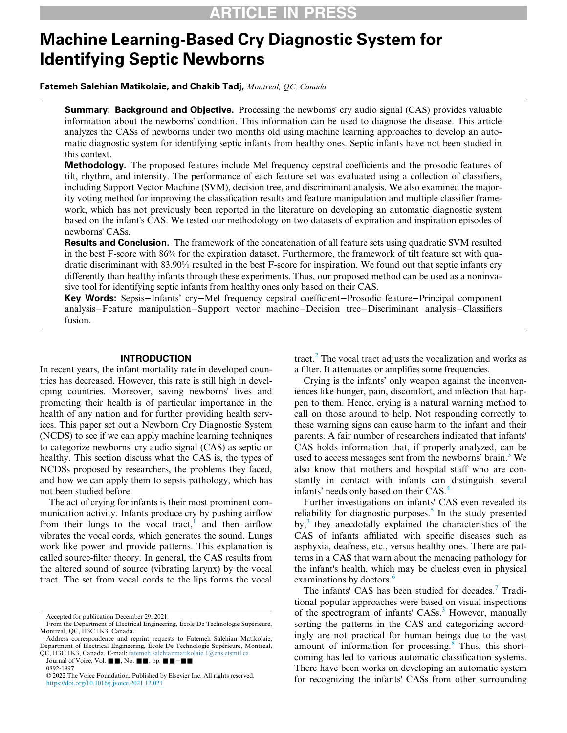# Machine Learning-Based Cry Diagnostic System for Identifying Septic Newborns

**Fatemeh Salehian Matikolaie, and Chakib Tadj,** *Montreal, QC, Canada*

**Summary: Background and Objective.** Processing the newborns' cry audio signal (CAS) provides valuable information about the newborns' condition. This information can be used to diagnose the disease. This article analyzes the CASs of newborns under two months old using machine learning approaches to develop an automatic diagnostic system for identifying septic infants from healthy ones. Septic infants have not been studied in this context.

**Methodology.** The proposed features include Mel frequency cepstral coefficients and the prosodic features of tilt, rhythm, and intensity. The performance of each feature set was evaluated using a collection of classifiers, including Support Vector Machine (SVM), decision tree, and discriminant analysis. We also examined the majority voting method for improving the classification results and feature manipulation and multiple classifier framework, which has not previously been reported in the literature on developing an automatic diagnostic system based on the infant's CAS. We tested our methodology on two datasets of expiration and inspiration episodes of newborns' CASs.

**Results and Conclusion.** The framework of the concatenation of all feature sets using quadratic SVM resulted in the best F-score with 86% for the expiration dataset. Furthermore, the framework of tilt feature set with quadratic discriminant with 83.90% resulted in the best F-score for inspiration. We found out that septic infants cry differently than healthy infants through these experiments. Thus, our proposed method can be used as a noninvasive tool for identifying septic infants from healthy ones only based on their CAS.

**Key Words:** Sepsis−Infants' cry−Mel frequency cepstral coefficient−Prosodic feature−Principal component analysis−Feature manipulation−Support vector machine−Decision tree−Discriminant analysis−Classifiers fusion.

## INTRODUCTION

In recent years, the infant mortality rate in developed countries has decreased. However, this rate is still high in developing countries. Moreover, saving newborns' lives and promoting their health is of particular importance in the health of any nation and for further providing health services. This paper set out a Newborn Cry Diagnostic System (NCDS) to see if we can apply machine learning techniques to categorize newborns' cry audio signal (CAS) as septic or healthy. This section discuss what the CAS is, the types of NCDSs proposed by researchers, the problems they faced, and how we can apply them to sepsis pathology, which has not been studied before.

The act of crying for infants is their most prominent communication activity. Infants produce cry by pushing airflow from their lungs to the vocal tract,[1] and then airflow vibrates the vocal cords, which generates the sound. Lungs work like power and provide patterns. This explanation is called source-filter theory. In general, the CAS results from the altered sound of source (vibrating larynx) by the vocal tract. The set from vocal cords to the lips forms the vocal tract.[2] The vocal tract adjusts the vocalization and works as a filter. It attenuates or amplifies some frequencies.

Crying is the infants' only weapon against the inconveniences like hunger, pain, discomfort, and infection that happen to them. Hence, crying is a natural warning method to call on those around to help. Not responding correctly to these warning signs can cause harm to the infant and their parents. A fair number of researchers indicated that infants' CAS holds information that, if properly analyzed, can be used to access messages sent from the newborns' brain.[3] We also know that mothers and hospital staff who are constantly in contact with infants can distinguish several infants' needs only based on their CAS.[4]

Further investigations on infants' CAS even revealed its reliability for diagnostic purposes.[5] In the study presented by,[3] they anecdotally explained the characteristics of the CAS of infants affiliated with specific diseases such as asphyxia, deafness, etc., versus healthy ones. There are patterns in a CAS that warn about the menacing pathology for the infant's health, which may be clueless even in physical examinations by doctors.[6]

The infants' CAS has been studied for decades.[7] Traditional popular approaches were based on visual inspections of the spectrogram of infants' CASs.[3] However, manually sorting the patterns in the CAS and categorizing accordingly are not practical for human beings due to the vast amount of information for processing.[8] Thus, this shortcoming has led to various automatic classification systems. There have been works on developing an automatic system for recognizing the infants' CASs from other surrounding

---

Accepted for publication December 29, 2021.

From the Department of Electrical Engineering, École De Technologie Supérieure, Montreal, QC, H3C 1K3, Canada.

Address correspondence and reprint requests to Fatemeh Salehian Matikolaie, Department of Electrical Engineering, École De Technologie Supérieure, Montreal, QC, H3C 1K3, Canada. E-mail: fatemeh.salehianmatikolaie.1@ens.etsmtl.ca

0892-1997

© 2022 The Voice Foundation. Published by Elsevier Inc. All rights reserved.
https://doi.org/10.1016/j.jvoice.2021.12.021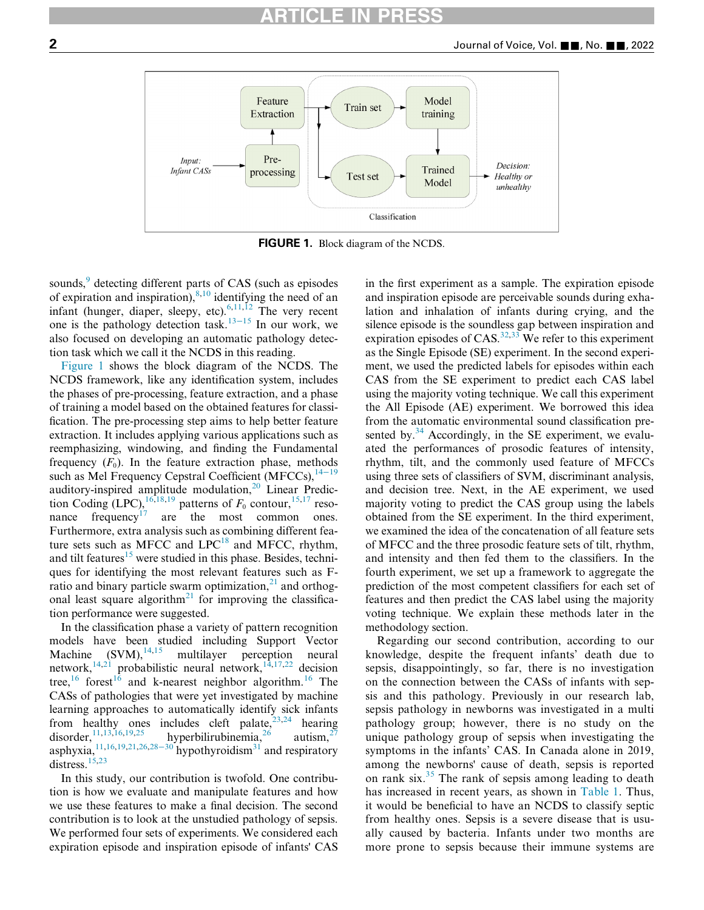**FIGURE 1.** Block diagram of the NCDS.

sounds,[9] detecting different parts of CAS (such as episodes of expiration and inspiration),[8,10] identifying the need of an infant (hunger, diaper, sleepy, etc).[6,11,12] The very recent one is the pathology detection task.[13–15] In our work, we also focused on developing an automatic pathology detection task which we call it the NCDS in this reading.

Figure 1 shows the block diagram of the NCDS. The NCDS framework, like any identification system, includes the phases of pre-processing, feature extraction, and a phase of training a model based on the obtained features for classification. The pre-processing step aims to help better feature extraction. It includes applying various applications such as reemphasizing, windowing, and finding the Fundamental frequency ($F_0$). In the feature extraction phase, methods such as Mel Frequency Cepstral Coefficient (MFCCs),[14–19] auditory-inspired amplitude modulation,[20] Linear Prediction Coding (LPC),[16,18,19] patterns of $F_0$ contour,[15,17] resonance frequency[17] are the most common ones. Furthermore, extra analysis such as combining different feature sets such as MFCC and LPC[18] and MFCC, rhythm, and tilt features[15] were studied in this phase. Besides, techniques for identifying the most relevant features such as F-ratio and binary particle swarm optimization,[21] and orthogonal least square algorithm[21] for improving the classification performance were suggested.

In the classification phase a variety of pattern recognition models have been studied including Support Vector Machine (SVM),[14,15] multilayer perception neural network,[14,21] probabilistic neural network,[14,17,22] decision tree,[16] forest[16] and k-nearest neighbor algorithm.[16] The CASs of pathologies that were yet investigated by machine learning approaches to automatically identify sick infants from healthy ones includes cleft palate,[23,24] hearing disorder,[11,13,16,19,25] hyperbilirubinemia,[26] autism,[27] asphyxia,[11,16,19,21,26,28–30] hypothyroidism[31] and respiratory distress.[15,23]

In this study, our contribution is twofold. One contribution is how we evaluate and manipulate features and how we use these features to make a final decision. The second contribution is to look at the unstudied pathology of sepsis. We performed four sets of experiments. We considered each expiration episode and inspiration episode of infants' CAS in the first experiment as a sample. The expiration episode and inspiration episode are perceivable sounds during exhalation and inhalation of infants during crying, and the silence episode is the soundless gap between inspiration and expiration episodes of CAS.[32,33] We refer to this experiment as the Single Episode (SE) experiment. In the second experiment, we used the predicted labels for episodes within each CAS from the SE experiment to predict each CAS label using the majority voting technique. We call this experiment the All Episode (AE) experiment. We borrowed this idea from the automatic environmental sound classification presented by.[34] Accordingly, in the SE experiment, we evaluated the performances of prosodic features of intensity, rhythm, tilt, and the commonly used feature of MFCCs using three sets of classifiers of SVM, discriminant analysis, and decision tree. Next, in the AE experiment, we used majority voting to predict the CAS group using the labels obtained from the SE experiment. In the third experiment, we examined the idea of the concatenation of all feature sets of MFCC and the three prosodic feature sets of tilt, rhythm, and intensity and then fed them to the classifiers. In the fourth experiment, we set up a framework to aggregate the prediction of the most competent classifiers for each set of features and then predict the CAS label using the majority voting technique. We explain these methods later in the methodology section.

Regarding our second contribution, according to our knowledge, despite the frequent infants' death due to sepsis, disappointingly, so far, there is no investigation on the connection between the CASs of infants with sepsis and this pathology. Previously in our research lab, sepsis pathology in newborns was investigated in a multi pathology group; however, there is no study on the unique pathology group of sepsis when investigating the symptoms in the infants' CAS. In Canada alone in 2019, among the newborns' cause of death, sepsis is reported on rank six.[35] The rank of sepsis among leading to death has increased in recent years, as shown in Table 1. Thus, it would be beneficial to have an NCDS to classify septic from healthy ones. Sepsis is a severe disease that is usually caused by bacteria. Infants under two months are more prone to sepsis because their immune systems are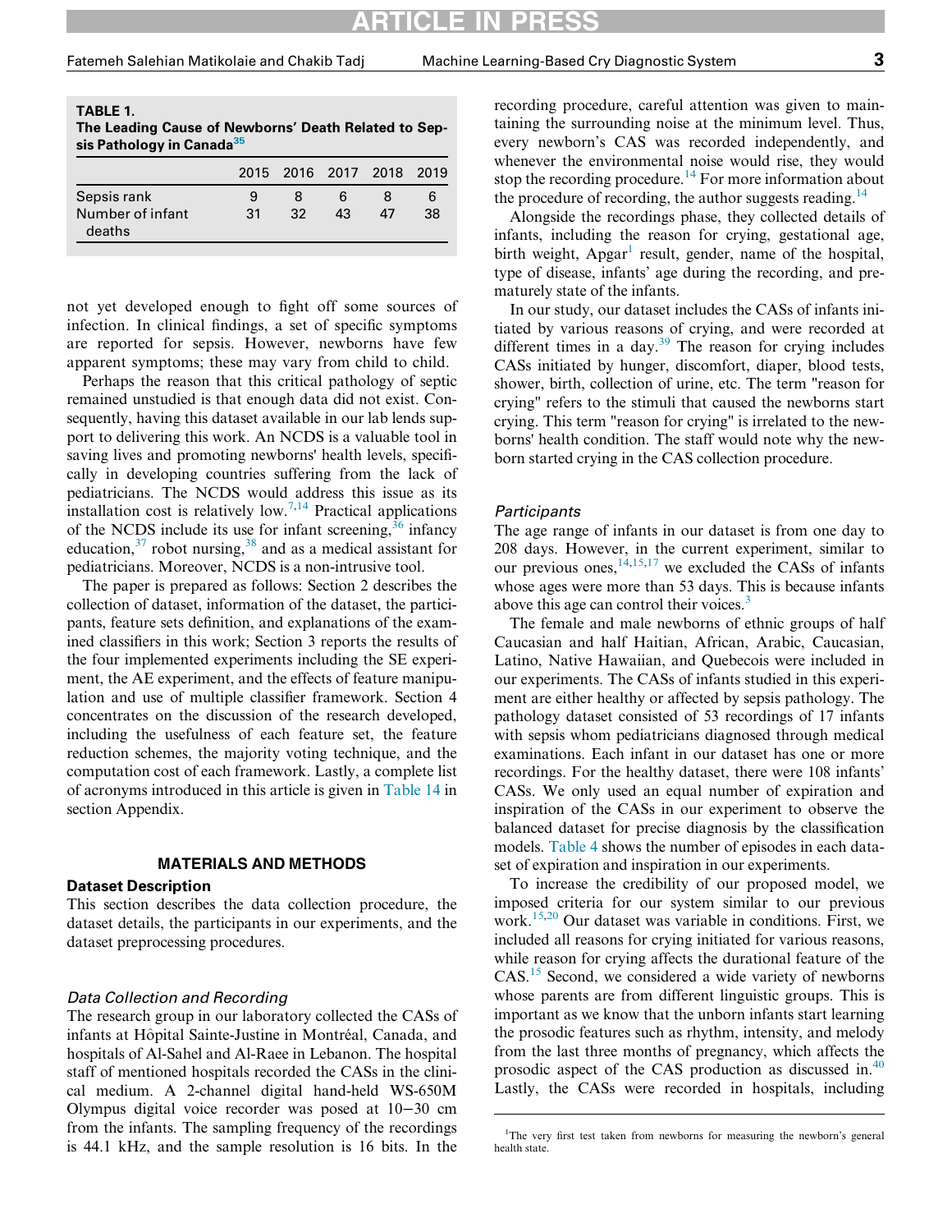**TABLE 1. The Leading Cause of Newborns' Death Related to Sepsis Pathology in Canada[35]**

| | 2015 | 2016 | 2017 | 2018 | 2019 |
|---|---|---|---|---|---|
| Sepsis rank | 9 | 8 | 6 | 8 | 6 |
| Number of infant deaths | 31 | 32 | 43 | 47 | 38 |

not yet developed enough to fight off some sources of infection. In clinical findings, a set of specific symptoms are reported for sepsis. However, newborns have few apparent symptoms; these may vary from child to child.

Perhaps the reason that this critical pathology of septic remained unstudied is that enough data did not exist. Consequently, having this dataset available in our lab lends support to delivering this work. An NCDS is a valuable tool in saving lives and promoting newborns' health levels, specifically in developing countries suffering from the lack of pediatricians. The NCDS would address this issue as its installation cost is relatively low.[7,14] Practical applications of the NCDS include its use for infant screening,[36] infancy education,[37] robot nursing,[38] and as a medical assistant for pediatricians. Moreover, NCDS is a non-intrusive tool.

The paper is prepared as follows: Section 2 describes the collection of dataset, information of the dataset, the participants, feature sets definition, and explanations of the examined classifiers in this work; Section 3 reports the results of the four implemented experiments including the SE experiment, the AE experiment, and the effects of feature manipulation and use of multiple classifier framework. Section 4 concentrates on the discussion of the research developed, including the usefulness of each feature set, the feature reduction schemes, the majority voting technique, and the computation cost of each framework. Lastly, a complete list of acronyms introduced in this article is given in Table 14 in section Appendix.

## MATERIALS AND METHODS

### Dataset Description

This section describes the data collection procedure, the dataset details, the participants in our experiments, and the dataset preprocessing procedures.

#### *Data Collection and Recording*

The research group in our laboratory collected the CASs of infants at Hôpital Sainte-Justine in Montréal, Canada, and hospitals of Al-Sahel and Al-Raee in Lebanon. The hospital staff of mentioned hospitals recorded the CASs in the clinical medium. A 2-channel digital hand-held WS-650M Olympus digital voice recorder was posed at 10−30 cm from the infants. The sampling frequency of the recordings is 44.1 kHz, and the sample resolution is 16 bits. In the recording procedure, careful attention was given to maintaining the surrounding noise at the minimum level. Thus, every newborn's CAS was recorded independently, and whenever the environmental noise would rise, they would stop the recording procedure.[14] For more information about the procedure of recording, the author suggests reading.[14]

Alongside the recordings phase, they collected details of infants, including the reason for crying, gestational age, birth weight, Apgar[1] result, gender, name of the hospital, type of disease, infants' age during the recording, and prematurely state of the infants.

In our study, our dataset includes the CASs of infants initiated by various reasons of crying, and were recorded at different times in a day.[39] The reason for crying includes CASs initiated by hunger, discomfort, diaper, blood tests, shower, birth, collection of urine, etc. The term "reason for crying" refers to the stimuli that caused the newborns start crying. This term "reason for crying" is irrelated to the newborns' health condition. The staff would note why the newborn started crying in the CAS collection procedure.

#### *Participants*

The age range of infants in our dataset is from one day to 208 days. However, in the current experiment, similar to our previous ones,[14,15,17] we excluded the CASs of infants whose ages were more than 53 days. This is because infants above this age can control their voices.[3]

The female and male newborns of ethnic groups of half Caucasian and half Haitian, African, Arabic, Caucasian, Latino, Native Hawaiian, and Quebecois were included in our experiments. The CASs of infants studied in this experiment are either healthy or affected by sepsis pathology. The pathology dataset consisted of 53 recordings of 17 infants with sepsis whom pediatricians diagnosed through medical examinations. Each infant in our dataset has one or more recordings. For the healthy dataset, there were 108 infants' CASs. We only used an equal number of expiration and inspiration of the CASs in our experiment to observe the balanced dataset for precise diagnosis by the classification models. Table 4 shows the number of episodes in each dataset of expiration and inspiration in our experiments.

To increase the credibility of our proposed model, we imposed criteria for our system similar to our previous work.[15,20] Our dataset was variable in conditions. First, we included all reasons for crying initiated for various reasons, while reason for crying affects the durational feature of the CAS.[15] Second, we considered a wide variety of newborns whose parents are from different linguistic groups. This is important as we know that the unborn infants start learning the prosodic features such as rhythm, intensity, and melody from the last three months of pregnancy, which affects the prosodic aspect of the CAS production as discussed in.[40] Lastly, the CASs were recorded in hospitals, including

[1]The very first test taken from newborns for measuring the newborn's general health state.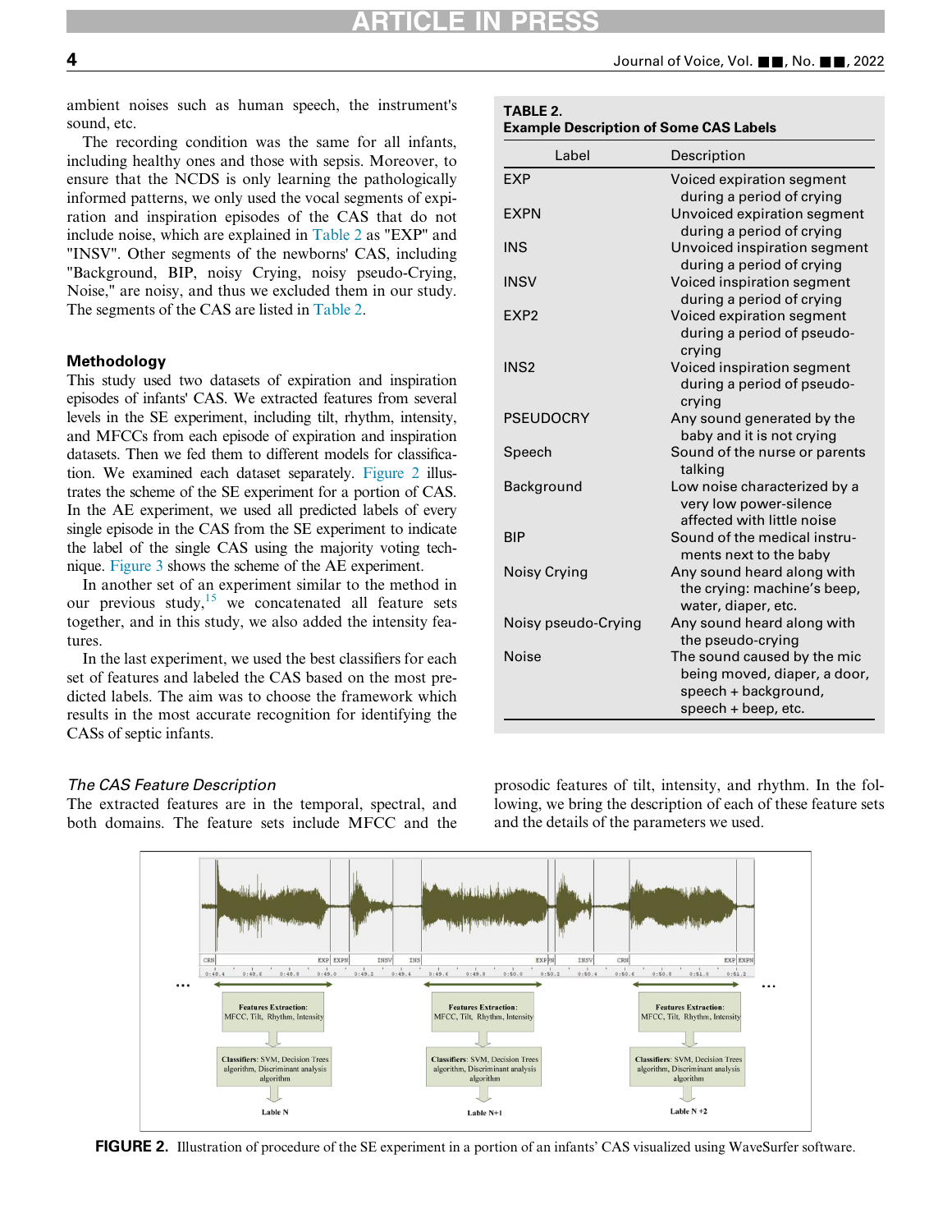ambient noises such as human speech, the instrument's sound, etc.

The recording condition was the same for all infants, including healthy ones and those with sepsis. Moreover, to ensure that the NCDS is only learning the pathologically informed patterns, we only used the vocal segments of expiration and inspiration episodes of the CAS that do not include noise, which are explained in Table 2 as "EXP" and "INSV". Other segments of the newborns' CAS, including "Background, BIP, noisy Crying, noisy pseudo-Crying, Noise," are noisy, and thus we excluded them in our study. The segments of the CAS are listed in Table 2.

**TABLE 2.**
**Example Description of Some CAS Labels**

| Label | Description |
|---|---|
| EXP | Voiced expiration segment during a period of crying |
| EXPN | Unvoiced expiration segment during a period of crying |
| INS | Unvoiced inspiration segment during a period of crying |
| INSV | Voiced inspiration segment during a period of crying |
| EXP2 | Voiced expiration segment during a period of pseudo-crying |
| INS2 | Voiced inspiration segment during a period of pseudo-crying |
| PSEUDOCRY | Any sound generated by the baby and it is not crying |
| Speech | Sound of the nurse or parents talking |
| Background | Low noise characterized by a very low power-silence affected with little noise |
| BIP | Sound of the medical instruments next to the baby |
| Noisy Crying | Any sound heard along with the crying: machine's beep, water, diaper, etc. |
| Noisy pseudo-Crying | Any sound heard along with the pseudo-crying |
| Noise | The sound caused by the mic being moved, diaper, a door, speech + background, speech + beep, etc. |

### Methodology

This study used two datasets of expiration and inspiration episodes of infants' CAS. We extracted features from several levels in the SE experiment, including tilt, rhythm, intensity, and MFCCs from each episode of expiration and inspiration datasets. Then we fed them to different models for classification. We examined each dataset separately. Figure 2 illustrates the scheme of the SE experiment for a portion of CAS. In the AE experiment, we used all predicted labels of every single episode in the CAS from the SE experiment to indicate the label of the single CAS using the majority voting technique. Figure 3 shows the scheme of the AE experiment.

In another set of an experiment similar to the method in our previous study,[15] we concatenated all feature sets together, and in this study, we also added the intensity features.

In the last experiment, we used the best classifiers for each set of features and labeled the CAS based on the most predicted labels. The aim was to choose the framework which results in the most accurate recognition for identifying the CASs of septic infants.

#### *The CAS Feature Description*

The extracted features are in the temporal, spectral, and both domains. The feature sets include MFCC and the prosodic features of tilt, intensity, and rhythm. In the following, we bring the description of each of these feature sets and the details of the parameters we used.

**FIGURE 2.** Illustration of procedure of the SE experiment in a portion of an infants' CAS visualized using WaveSurfer software.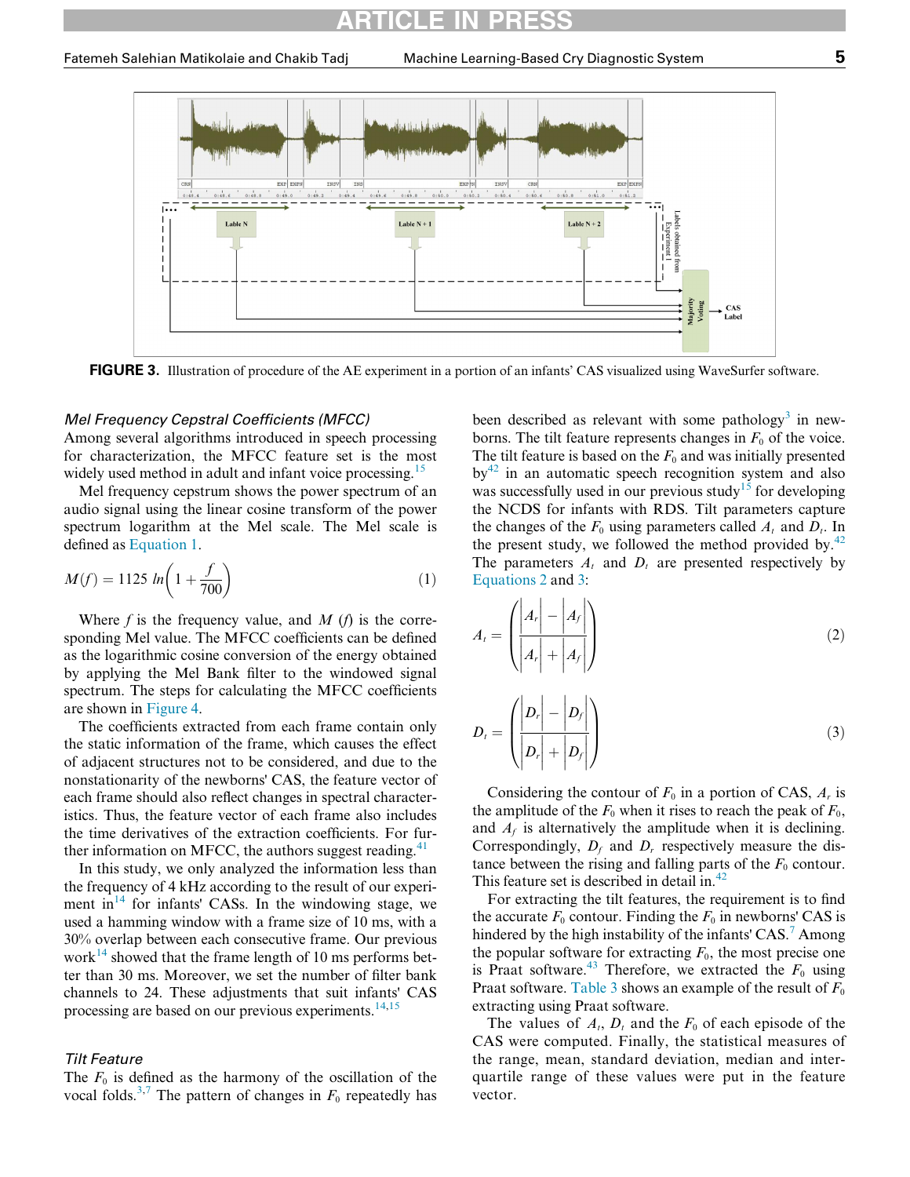FIGURE 3. Illustration of procedure of the AE experiment in a portion of an infants' CAS visualized using WaveSurfer software.

### Mel Frequency Cepstral Coefficients (MFCC)

Among several algorithms introduced in speech processing for characterization, the MFCC feature set is the most widely used method in adult and infant voice processing.[15]

Mel frequency cepstrum shows the power spectrum of an audio signal using the linear cosine transform of the power spectrum logarithm at the Mel scale. The Mel scale is defined as Equation 1.

$$M(f) = 1125\, ln\left(1 + \frac{f}{700}\right) \tag{1}$$

Where $f$ is the frequency value, and $M(f)$ is the corresponding Mel value. The MFCC coefficients can be defined as the logarithmic cosine conversion of the energy obtained by applying the Mel Bank filter to the windowed signal spectrum. The steps for calculating the MFCC coefficients are shown in Figure 4.

The coefficients extracted from each frame contain only the static information of the frame, which causes the effect of adjacent structures not to be considered, and due to the nonstationarity of the newborns' CAS, the feature vector of each frame should also reflect changes in spectral characteristics. Thus, the feature vector of each frame also includes the time derivatives of the extraction coefficients. For further information on MFCC, the authors suggest reading.[41]

In this study, we only analyzed the information less than the frequency of 4 kHz according to the result of our experiment in[14] for infants' CASs. In the windowing stage, we used a hamming window with a frame size of 10 ms, with a 30% overlap between each consecutive frame. Our previous work[14] showed that the frame length of 10 ms performs better than 30 ms. Moreover, we set the number of filter bank channels to 24. These adjustments that suit infants' CAS processing are based on our previous experiments.[14,15]

### Tilt Feature

The $F_0$ is defined as the harmony of the oscillation of the vocal folds.[3,7] The pattern of changes in $F_0$ repeatedly has been described as relevant with some pathology[3] in newborns. The tilt feature represents changes in $F_0$ of the voice. The tilt feature is based on the $F_0$ and was initially presented by[42] in an automatic speech recognition system and also was successfully used in our previous study[15] for developing the NCDS for infants with RDS. Tilt parameters capture the changes of the $F_0$ using parameters called $A_t$ and $D_t$. In the present study, we followed the method provided by.[42] The parameters $A_t$ and $D_t$ are presented respectively by Equations 2 and 3:

$$A_t = \left(\frac{|A_r| - |A_f|}{|A_r| + |A_f|}\right) \tag{2}$$

$$D_t = \left(\frac{|D_r| - |D_f|}{|D_r| + |D_f|}\right) \tag{3}$$

Considering the contour of $F_0$ in a portion of CAS, $A_r$ is the amplitude of the $F_0$ when it rises to reach the peak of $F_0$, and $A_f$ is alternatively the amplitude when it is declining. Correspondingly, $D_f$ and $D_r$ respectively measure the distance between the rising and falling parts of the $F_0$ contour. This feature set is described in detail in.[42]

For extracting the tilt features, the requirement is to find the accurate $F_0$ contour. Finding the $F_0$ in newborns' CAS is hindered by the high instability of the infants' CAS.[7] Among the popular software for extracting $F_0$, the most precise one is Praat software.[43] Therefore, we extracted the $F_0$ using Praat software. Table 3 shows an example of the result of $F_0$ extracting using Praat software.

The values of $A_t$, $D_t$ and the $F_0$ of each episode of the CAS were computed. Finally, the statistical measures of the range, mean, standard deviation, median and interquartile range of these values were put in the feature vector.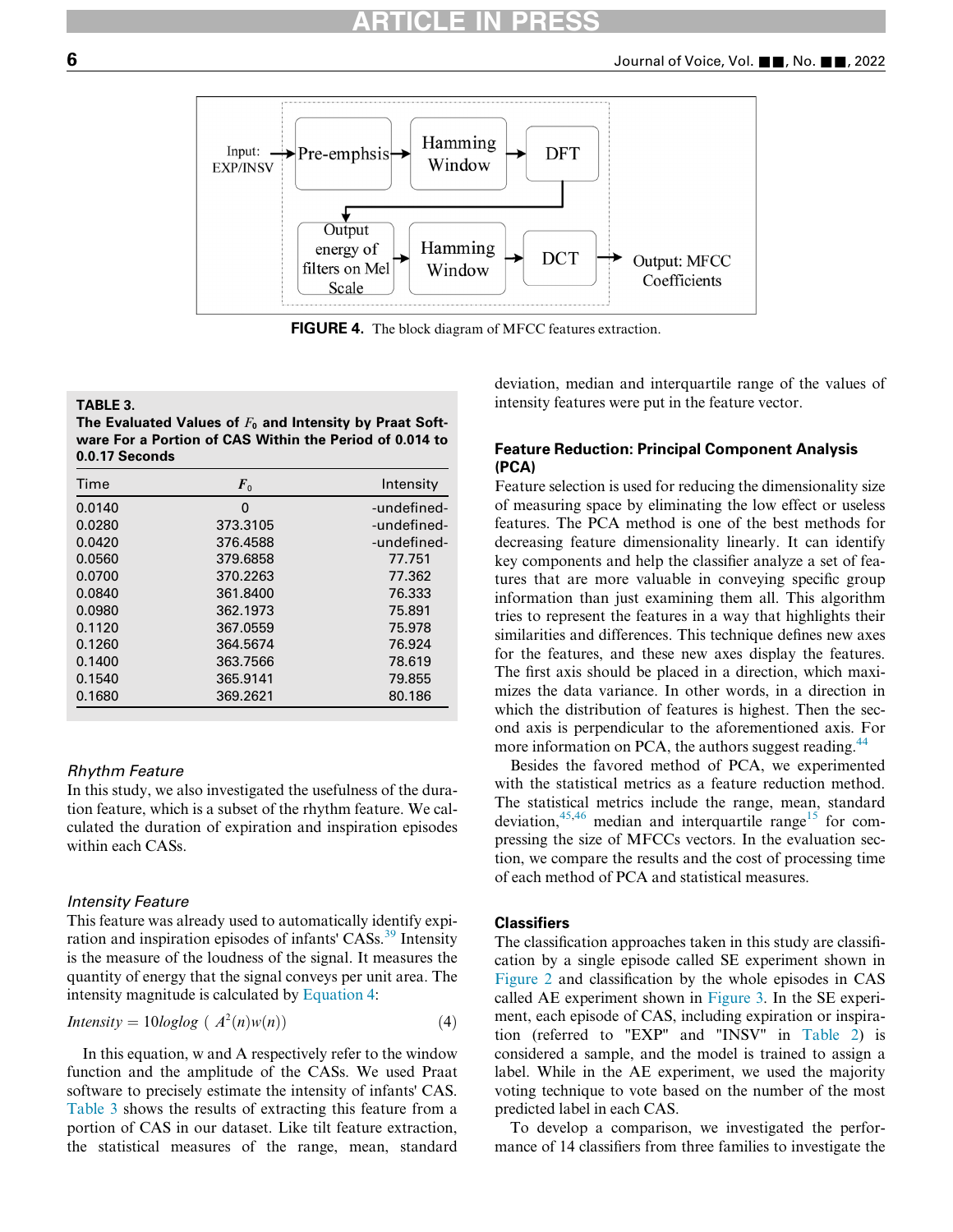FIGURE 4. The block diagram of MFCC features extraction.

**TABLE 3.**
**The Evaluated Values of $F_0$ and Intensity by Praat Software For a Portion of CAS Within the Period of 0.014 to 0.0.17 Seconds**

| Time | $F_0$ | Intensity |
|---|---|---|
| 0.0140 | 0 | -undefined- |
| 0.0280 | 373.3105 | -undefined- |
| 0.0420 | 376.4588 | -undefined- |
| 0.0560 | 379.6858 | 77.751 |
| 0.0700 | 370.2263 | 77.362 |
| 0.0840 | 361.8400 | 76.333 |
| 0.0980 | 362.1973 | 75.891 |
| 0.1120 | 367.0559 | 75.978 |
| 0.1260 | 364.5674 | 76.924 |
| 0.1400 | 363.7566 | 78.619 |
| 0.1540 | 365.9141 | 79.855 |
| 0.1680 | 369.2621 | 80.186 |

### *Rhythm Feature*

In this study, we also investigated the usefulness of the duration feature, which is a subset of the rhythm feature. We calculated the duration of expiration and inspiration episodes within each CASs.

### *Intensity Feature*

This feature was already used to automatically identify expiration and inspiration episodes of infants' CASs.[39] Intensity is the measure of the loudness of the signal. It measures the quantity of energy that the signal conveys per unit area. The intensity magnitude is calculated by Equation 4:

$$Intensity = 10loglog\left(A^2(n)w(n)\right) \tag{4}$$

In this equation, w and A respectively refer to the window function and the amplitude of the CASs. We used Praat software to precisely estimate the intensity of infants' CAS. Table 3 shows the results of extracting this feature from a portion of CAS in our dataset. Like tilt feature extraction, the statistical measures of the range, mean, standard deviation, median and interquartile range of the values of intensity features were put in the feature vector.

## Feature Reduction: Principal Component Analysis (PCA)

Feature selection is used for reducing the dimensionality size of measuring space by eliminating the low effect or useless features. The PCA method is one of the best methods for decreasing feature dimensionality linearly. It can identify key components and help the classifier analyze a set of features that are more valuable in conveying specific group information than just examining them all. This algorithm tries to represent the features in a way that highlights their similarities and differences. This technique defines new axes for the features, and these new axes display the features. The first axis should be placed in a direction, which maximizes the data variance. In other words, in a direction in which the distribution of features is highest. Then the second axis is perpendicular to the aforementioned axis. For more information on PCA, the authors suggest reading.[44]

Besides the favored method of PCA, we experimented with the statistical metrics as a feature reduction method. The statistical metrics include the range, mean, standard deviation,[45,46] median and interquartile range[15] for compressing the size of MFCCs vectors. In the evaluation section, we compare the results and the cost of processing time of each method of PCA and statistical measures.

## Classifiers

The classification approaches taken in this study are classification by a single episode called SE experiment shown in Figure 2 and classification by the whole episodes in CAS called AE experiment shown in Figure 3. In the SE experiment, each episode of CAS, including expiration or inspiration (referred to "EXP" and "INSV" in Table 2) is considered a sample, and the model is trained to assign a label. While in the AE experiment, we used the majority voting technique to vote based on the number of the most predicted label in each CAS.

To develop a comparison, we investigated the performance of 14 classifiers from three families to investigate the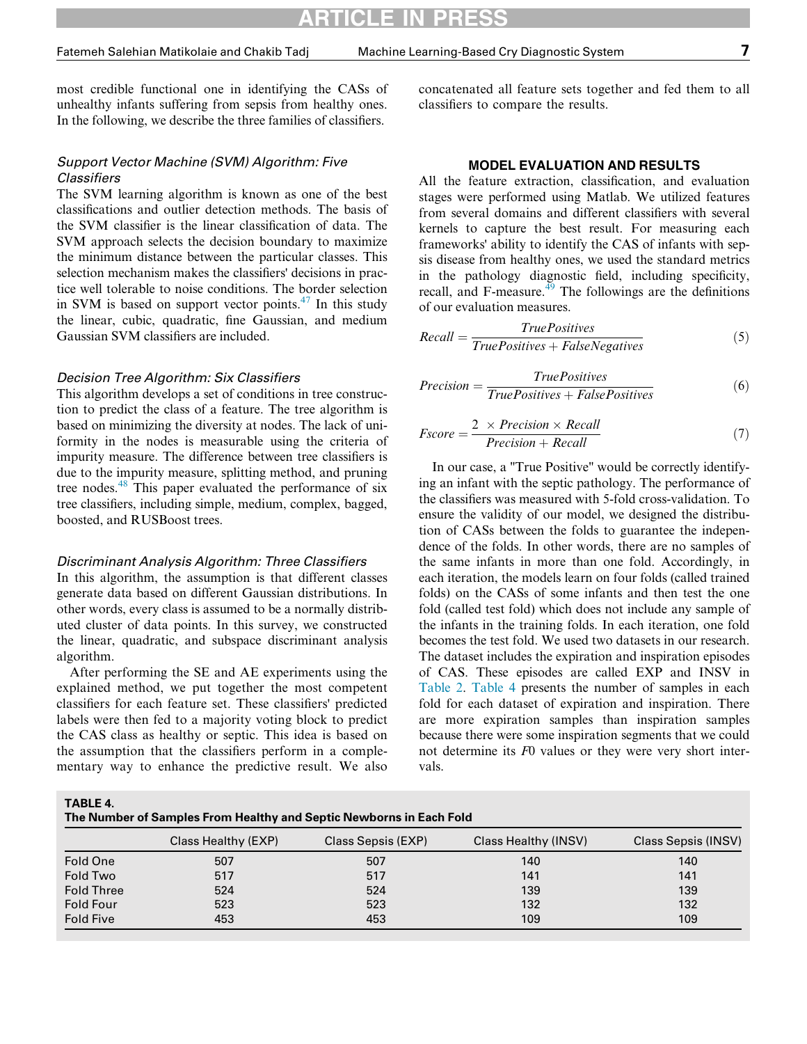most credible functional one in identifying the CASs of unhealthy infants suffering from sepsis from healthy ones. In the following, we describe the three families of classifiers.

### *Support Vector Machine (SVM) Algorithm: Five Classifiers*

The SVM learning algorithm is known as one of the best classifications and outlier detection methods. The basis of the SVM classifier is the linear classification of data. The SVM approach selects the decision boundary to maximize the minimum distance between the particular classes. This selection mechanism makes the classifiers' decisions in practice well tolerable to noise conditions. The border selection in SVM is based on support vector points.[47] In this study the linear, cubic, quadratic, fine Gaussian, and medium Gaussian SVM classifiers are included.

### *Decision Tree Algorithm: Six Classifiers*

This algorithm develops a set of conditions in tree construction to predict the class of a feature. The tree algorithm is based on minimizing the diversity at nodes. The lack of uniformity in the nodes is measurable using the criteria of impurity measure. The difference between tree classifiers is due to the impurity measure, splitting method, and pruning tree nodes.[48] This paper evaluated the performance of six tree classifiers, including simple, medium, complex, bagged, boosted, and RUSBoost trees.

### *Discriminant Analysis Algorithm: Three Classifiers*

In this algorithm, the assumption is that different classes generate data based on different Gaussian distributions. In other words, every class is assumed to be a normally distributed cluster of data points. In this survey, we constructed the linear, quadratic, and subspace discriminant analysis algorithm.

After performing the SE and AE experiments using the explained method, we put together the most competent classifiers for each feature set. These classifiers' predicted labels were then fed to a majority voting block to predict the CAS class as healthy or septic. This idea is based on the assumption that the classifiers perform in a complementary way to enhance the predictive result. We also concatenated all feature sets together and fed them to all classifiers to compare the results.

## MODEL EVALUATION AND RESULTS

All the feature extraction, classification, and evaluation stages were performed using Matlab. We utilized features from several domains and different classifiers with several kernels to capture the best result. For measuring each frameworks' ability to identify the CAS of infants with sepsis disease from healthy ones, we used the standard metrics in the pathology diagnostic field, including specificity, recall, and F-measure.[49] The followings are the definitions of our evaluation measures.

$$Recall = \frac{TruePositives}{TruePositives + FalseNegatives} \tag{5}$$

$$Precision = \frac{TruePositives}{TruePositives + FalsePositives} \tag{6}$$

$$Fscore = \frac{2 \times Precision \times Recall}{Precision + Recall} \tag{7}$$

In our case, a "True Positive" would be correctly identifying an infant with the septic pathology. The performance of the classifiers was measured with 5-fold cross-validation. To ensure the validity of our model, we designed the distribution of CASs between the folds to guarantee the independence of the folds. In other words, there are no samples of the same infants in more than one fold. Accordingly, in each iteration, the models learn on four folds (called trained folds) on the CASs of some infants and then test the one fold (called test fold) which does not include any sample of the infants in the training folds. In each iteration, one fold becomes the test fold. We used two datasets in our research. The dataset includes the expiration and inspiration episodes of CAS. These episodes are called EXP and INSV in Table 2. Table 4 presents the number of samples in each fold for each dataset of expiration and inspiration. There are more expiration samples than inspiration samples because there were some inspiration segments that we could not determine its $F0$ values or they were very short intervals.

**TABLE 4.**
**The Number of Samples From Healthy and Septic Newborns in Each Fold**

| | Class Healthy (EXP) | Class Sepsis (EXP) | Class Healthy (INSV) | Class Sepsis (INSV) |
|---|---|---|---|---|
| Fold One | 507 | 507 | 140 | 140 |
| Fold Two | 517 | 517 | 141 | 141 |
| Fold Three | 524 | 524 | 139 | 139 |
| Fold Four | 523 | 523 | 132 | 132 |
| Fold Five | 453 | 453 | 109 | 109 |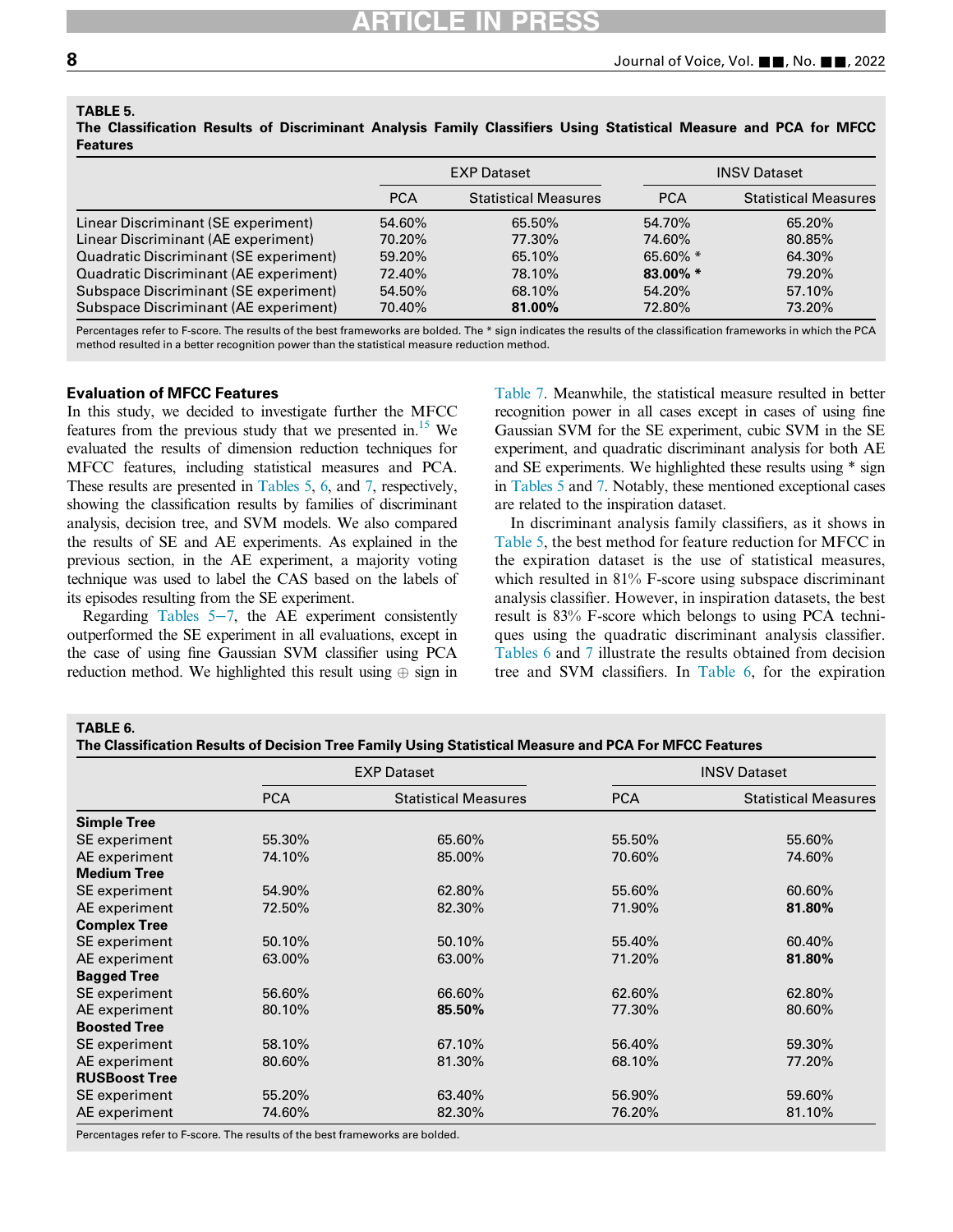**TABLE 5.**
**The Classification Results of Discriminant Analysis Family Classifiers Using Statistical Measure and PCA for MFCC Features**

| | EXP Dataset | | INSV Dataset | |
|---|---|---|---|---|
| | PCA | Statistical Measures | PCA | Statistical Measures |
| Linear Discriminant (SE experiment) | 54.60% | 65.50% | 54.70% | 65.20% |
| Linear Discriminant (AE experiment) | 70.20% | 77.30% | 74.60% | 80.85% |
| Quadratic Discriminant (SE experiment) | 59.20% | 65.10% | 65.60% * | 64.30% |
| Quadratic Discriminant (AE experiment) | 72.40% | 78.10% | **83.00% *** | 79.20% |
| Subspace Discriminant (SE experiment) | 54.50% | 68.10% | 54.20% | 57.10% |
| Subspace Discriminant (AE experiment) | 70.40% | **81.00%** | 72.80% | 73.20% |

Percentages refer to F-score. The results of the best frameworks are bolded. The * sign indicates the results of the classification frameworks in which the PCA method resulted in a better recognition power than the statistical measure reduction method.

### Evaluation of MFCC Features

In this study, we decided to investigate further the MFCC features from the previous study that we presented in.[15] We evaluated the results of dimension reduction techniques for MFCC features, including statistical measures and PCA. These results are presented in Tables 5, 6, and 7, respectively, showing the classification results by families of discriminant analysis, decision tree, and SVM models. We also compared the results of SE and AE experiments. As explained in the previous section, in the AE experiment, a majority voting technique was used to label the CAS based on the labels of its episodes resulting from the SE experiment.

Regarding Tables 5−7, the AE experiment consistently outperformed the SE experiment in all evaluations, except in the case of using fine Gaussian SVM classifier using PCA reduction method. We highlighted this result using ⊕ sign in Table 7. Meanwhile, the statistical measure resulted in better recognition power in all cases except in cases of using fine Gaussian SVM for the SE experiment, cubic SVM in the SE experiment, and quadratic discriminant analysis for both AE and SE experiments. We highlighted these results using * sign in Tables 5 and 7. Notably, these mentioned exceptional cases are related to the inspiration dataset.

In discriminant analysis family classifiers, as it shows in Table 5, the best method for feature reduction for MFCC in the expiration dataset is the use of statistical measures, which resulted in 81% F-score using subspace discriminant analysis classifier. However, in inspiration datasets, the best result is 83% F-score which belongs to using PCA techniques using the quadratic discriminant analysis classifier. Tables 6 and 7 illustrate the results obtained from decision tree and SVM classifiers. In Table 6, for the expiration

**TABLE 6.**
**The Classification Results of Decision Tree Family Using Statistical Measure and PCA For MFCC Features**

| | EXP Dataset | | INSV Dataset | |
|---|---|---|---|---|
| | PCA | Statistical Measures | PCA | Statistical Measures |
| **Simple Tree** | | | | |
| SE experiment | 55.30% | 65.60% | 55.50% | 55.60% |
| AE experiment | 74.10% | 85.00% | 70.60% | 74.60% |
| **Medium Tree** | | | | |
| SE experiment | 54.90% | 62.80% | 55.60% | 60.60% |
| AE experiment | 72.50% | 82.30% | 71.90% | **81.80%** |
| **Complex Tree** | | | | |
| SE experiment | 50.10% | 50.10% | 55.40% | 60.40% |
| AE experiment | 63.00% | 63.00% | 71.20% | **81.80%** |
| **Bagged Tree** | | | | |
| SE experiment | 56.60% | 66.60% | 62.60% | 62.80% |
| AE experiment | 80.10% | **85.50%** | 77.30% | 80.60% |
| **Boosted Tree** | | | | |
| SE experiment | 58.10% | 67.10% | 56.40% | 59.30% |
| AE experiment | 80.60% | 81.30% | 68.10% | 77.20% |
| **RUSBoost Tree** | | | | |
| SE experiment | 55.20% | 63.40% | 56.90% | 59.60% |
| AE experiment | 74.60% | 82.30% | 76.20% | 81.10% |

Percentages refer to F-score. The results of the best frameworks are bolded.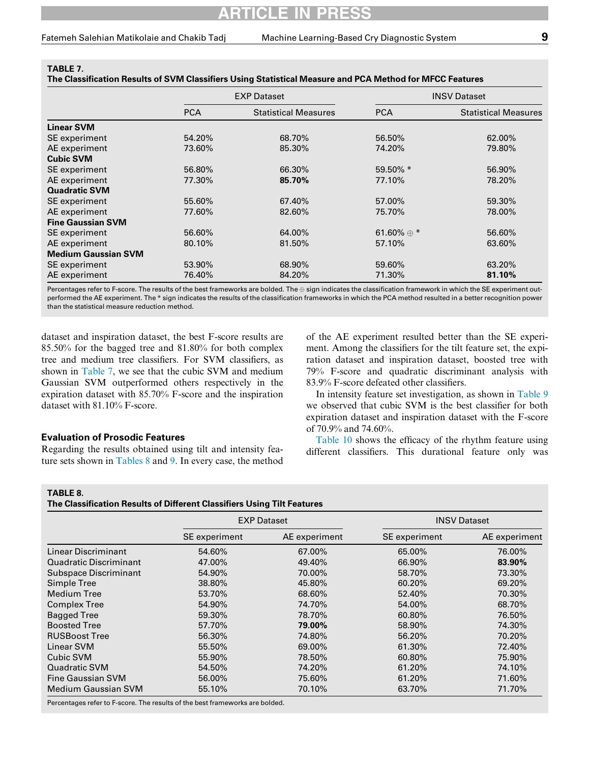**TABLE 7.**
**The Classification Results of SVM Classifiers Using Statistical Measure and PCA Method for MFCC Features**

| | EXP Dataset | | INSV Dataset | |
|---|---|---|---|---|
| | PCA | Statistical Measures | PCA | Statistical Measures |
| **Linear SVM** | | | | |
| SE experiment | 54.20% | 68.70% | 56.50% | 62.00% |
| AE experiment | 73.60% | 85.30% | 74.20% | 79.80% |
| **Cubic SVM** | | | | |
| SE experiment | 56.80% | 66.30% | 59.50% * | 56.90% |
| AE experiment | 77.30% | **85.70%** | 77.10% | 78.20% |
| **Quadratic SVM** | | | | |
| SE experiment | 55.60% | 67.40% | 57.00% | 59.30% |
| AE experiment | 77.60% | 82.60% | 75.70% | 78.00% |
| **Fine Gaussian SVM** | | | | |
| SE experiment | 56.60% | 64.00% | 61.60% ⊕ * | 56.60% |
| AE experiment | 80.10% | 81.50% | 57.10% | 63.60% |
| **Medium Gaussian SVM** | | | | |
| SE experiment | 53.90% | 68.90% | 59.60% | 63.20% |
| AE experiment | 76.40% | 84.20% | 71.30% | **81.10%** |

Percentages refer to F-score. The results of the best frameworks are bolded. The ⊕ sign indicates the classification framework in which the SE experiment outperformed the AE experiment. The * sign indicates the results of the classification frameworks in which the PCA method resulted in a better recognition power than the statistical measure reduction method.

dataset and inspiration dataset, the best F-score results are 85.50% for the bagged tree and 81.80% for both complex tree and medium tree classifiers. For SVM classifiers, as shown in Table 7, we see that the cubic SVM and medium Gaussian SVM outperformed others respectively in the expiration dataset with 85.70% F-score and the inspiration dataset with 81.10% F-score.

### Evaluation of Prosodic Features

Regarding the results obtained using tilt and intensity feature sets shown in Tables 8 and 9. In every case, the method of the AE experiment resulted better than the SE experiment. Among the classifiers for the tilt feature set, the expiration dataset and inspiration dataset, boosted tree with 79% F-score and quadratic discriminant analysis with 83.9% F-score defeated other classifiers.

In intensity feature set investigation, as shown in Table 9 we observed that cubic SVM is the best classifier for both expiration dataset and inspiration dataset with the F-score of 70.9% and 74.60%.

Table 10 shows the efficacy of the rhythm feature using different classifiers. This durational feature only was

**TABLE 8.**
**The Classification Results of Different Classifiers Using Tilt Features**

| | EXP Dataset | | INSV Dataset | |
|---|---|---|---|---|
| | SE experiment | AE experiment | SE experiment | AE experiment |
| Linear Discriminant | 54.60% | 67.00% | 65.00% | 76.00% |
| Quadratic Discriminant | 47.00% | 49.40% | 66.90% | **83.90%** |
| Subspace Discriminant | 54.90% | 70.00% | 58.70% | 73.30% |
| Simple Tree | 38.80% | 45.80% | 60.20% | 69.20% |
| Medium Tree | 53.70% | 68.60% | 52.40% | 70.30% |
| Complex Tree | 54.90% | 74.70% | 54.00% | 68.70% |
| Bagged Tree | 59.30% | 78.70% | 60.80% | 76.50% |
| Boosted Tree | 57.70% | **79.00%** | 58.90% | 74.30% |
| RUSBoost Tree | 56.30% | 74.80% | 56.20% | 70.20% |
| Linear SVM | 55.50% | 69.00% | 61.30% | 72.40% |
| Cubic SVM | 55.90% | 78.50% | 60.80% | 75.90% |
| Quadratic SVM | 54.50% | 74.20% | 61.20% | 74.10% |
| Fine Gaussian SVM | 56.00% | 75.60% | 61.20% | 71.60% |
| Medium Gaussian SVM | 55.10% | 70.10% | 63.70% | 71.70% |

Percentages refer to F-score. The results of the best frameworks are bolded.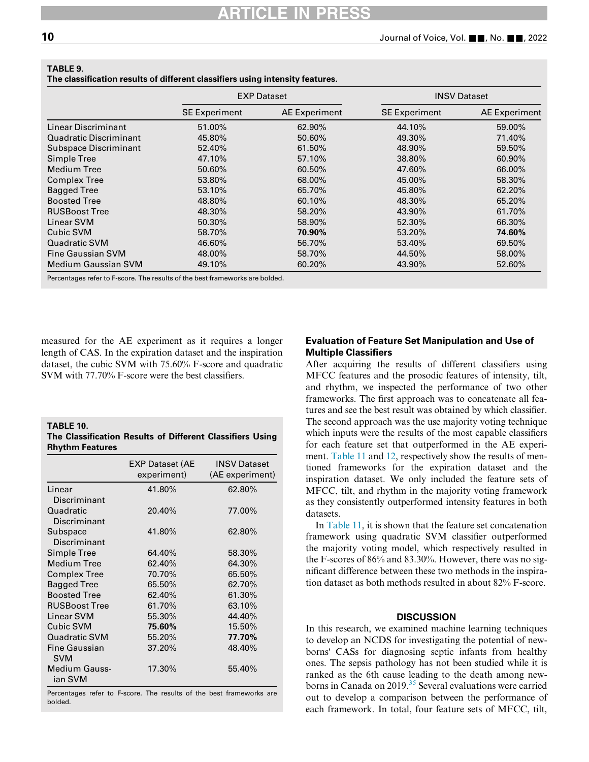**TABLE 9.**
**The classification results of different classifiers using intensity features.**

| | EXP Dataset | | INSV Dataset | |
|---|---|---|---|---|
| | SE Experiment | AE Experiment | SE Experiment | AE Experiment |
| Linear Discriminant | 51.00% | 62.90% | 44.10% | 59.00% |
| Quadratic Discriminant | 45.80% | 50.60% | 49.30% | 71.40% |
| Subspace Discriminant | 52.40% | 61.50% | 48.90% | 59.50% |
| Simple Tree | 47.10% | 57.10% | 38.80% | 60.90% |
| Medium Tree | 50.60% | 60.50% | 47.60% | 66.00% |
| Complex Tree | 53.80% | 68.00% | 45.00% | 58.30% |
| Bagged Tree | 53.10% | 65.70% | 45.80% | 62.20% |
| Boosted Tree | 48.80% | 60.10% | 48.30% | 65.20% |
| RUSBoost Tree | 48.30% | 58.20% | 43.90% | 61.70% |
| Linear SVM | 50.30% | 58.90% | 52.30% | 66.30% |
| Cubic SVM | 58.70% | **70.90%** | 53.20% | **74.60%** |
| Quadratic SVM | 46.60% | 56.70% | 53.40% | 69.50% |
| Fine Gaussian SVM | 48.00% | 58.70% | 44.50% | 58.00% |
| Medium Gaussian SVM | 49.10% | 60.20% | 43.90% | 52.60% |

Percentages refer to F-score. The results of the best frameworks are bolded.

measured for the AE experiment as it requires a longer length of CAS. In the expiration dataset and the inspiration dataset, the cubic SVM with 75.60% F-score and quadratic SVM with 77.70% F-score were the best classifiers.

**TABLE 10.**
**The Classification Results of Different Classifiers Using Rhythm Features**

| | EXP Dataset (AE experiment) | INSV Dataset (AE experiment) |
|---|---|---|
| Linear Discriminant | 41.80% | 62.80% |
| Quadratic Discriminant | 20.40% | 77.00% |
| Subspace Discriminant | 41.80% | 62.80% |
| Simple Tree | 64.40% | 58.30% |
| Medium Tree | 62.40% | 64.30% |
| Complex Tree | 70.70% | 65.50% |
| Bagged Tree | 65.50% | 62.70% |
| Boosted Tree | 62.40% | 61.30% |
| RUSBoost Tree | 61.70% | 63.10% |
| Linear SVM | 55.30% | 44.40% |
| Cubic SVM | **75.60%** | 15.50% |
| Quadratic SVM | 55.20% | **77.70%** |
| Fine Gaussian SVM | 37.20% | 48.40% |
| Medium Gaussian SVM | 17.30% | 55.40% |

Percentages refer to F-score. The results of the best frameworks are bolded.

### Evaluation of Feature Set Manipulation and Use of Multiple Classifiers

After acquiring the results of different classifiers using MFCC features and the prosodic features of intensity, tilt, and rhythm, we inspected the performance of two other frameworks. The first approach was to concatenate all features and see the best result was obtained by which classifier. The second approach was the use majority voting technique which inputs were the results of the most capable classifiers for each feature set that outperformed in the AE experiment. Table 11 and 12, respectively show the results of mentioned frameworks for the expiration dataset and the inspiration dataset. We only included the feature sets of MFCC, tilt, and rhythm in the majority voting framework as they consistently outperformed intensity features in both datasets.

In Table 11, it is shown that the feature set concatenation framework using quadratic SVM classifier outperformed the majority voting model, which respectively resulted in the F-scores of 86% and 83.30%. However, there was no significant difference between these two methods in the inspiration dataset as both methods resulted in about 82% F-score.

## DISCUSSION

In this research, we examined machine learning techniques to develop an NCDS for investigating the potential of newborns' CASs for diagnosing septic infants from healthy ones. The sepsis pathology has not been studied while it is ranked as the 6th cause leading to the death among newborns in Canada on 2019.[35] Several evaluations were carried out to develop a comparison between the performance of each framework. In total, four feature sets of MFCC, tilt,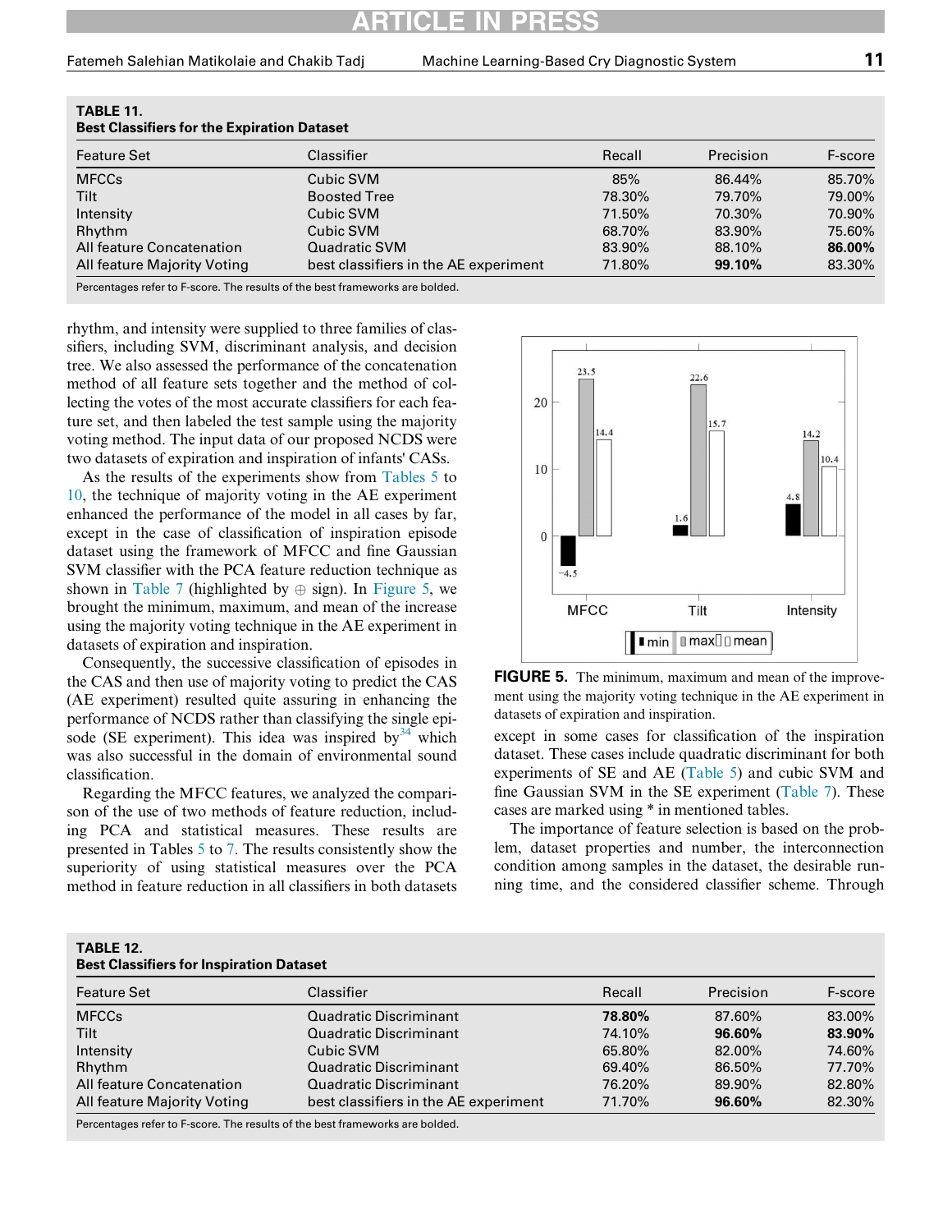**TABLE 11.**
**Best Classifiers for the Expiration Dataset**

| Feature Set | Classifier | Recall | Precision | F-score |
|---|---|---|---|---|
| MFCCs | Cubic SVM | 85% | 86.44% | 85.70% |
| Tilt | Boosted Tree | 78.30% | 79.70% | 79.00% |
| Intensity | Cubic SVM | 71.50% | 70.30% | 70.90% |
| Rhythm | Cubic SVM | 68.70% | 83.90% | 75.60% |
| All feature Concatenation | Quadratic SVM | 83.90% | 88.10% | **86.00%** |
| All feature Majority Voting | best classifiers in the AE experiment | 71.80% | **99.10%** | 83.30% |

Percentages refer to F-score. The results of the best frameworks are bolded.

rhythm, and intensity were supplied to three families of classifiers, including SVM, discriminant analysis, and decision tree. We also assessed the performance of the concatenation method of all feature sets together and the method of collecting the votes of the most accurate classifiers for each feature set, and then labeled the test sample using the majority voting method. The input data of our proposed NCDS were two datasets of expiration and inspiration of infants' CASs.

As the results of the experiments show from Tables 5 to 10, the technique of majority voting in the AE experiment enhanced the performance of the model in all cases by far, except in the case of classification of inspiration episode dataset using the framework of MFCC and fine Gaussian SVM classifier with the PCA feature reduction technique as shown in Table 7 (highlighted by ⊕ sign). In Figure 5, we brought the minimum, maximum, and mean of the increase using the majority voting technique in the AE experiment in datasets of expiration and inspiration.

Consequently, the successive classification of episodes in the CAS and then use of majority voting to predict the CAS (AE experiment) resulted quite assuring in enhancing the performance of NCDS rather than classifying the single episode (SE experiment). This idea was inspired by[34] which was also successful in the domain of environmental sound classification.

Regarding the MFCC features, we analyzed the comparison of the use of two methods of feature reduction, including PCA and statistical measures. These results are presented in Tables 5 to 7. The results consistently show the superiority of using statistical measures over the PCA method in feature reduction in all classifiers in both datasets except in some cases for classification of the inspiration dataset. These cases include quadratic discriminant for both experiments of SE and AE (Table 5) and cubic SVM and fine Gaussian SVM in the SE experiment (Table 7). These cases are marked using * in mentioned tables.

**FIGURE 5.** The minimum, maximum and mean of the improvement using the majority voting technique in the AE experiment in datasets of expiration and inspiration.

The importance of feature selection is based on the problem, dataset properties and number, the interconnection condition among samples in the dataset, the desirable running time, and the considered classifier scheme. Through

**TABLE 12.**
**Best Classifiers for Inspiration Dataset**

| Feature Set | Classifier | Recall | Precision | F-score |
|---|---|---|---|---|
| MFCCs | Quadratic Discriminant | **78.80%** | 87.60% | 83.00% |
| Tilt | Quadratic Discriminant | 74.10% | **96.60%** | **83.90%** |
| Intensity | Cubic SVM | 65.80% | 82.00% | 74.60% |
| Rhythm | Quadratic Discriminant | 69.40% | 86.50% | 77.70% |
| All feature Concatenation | Quadratic Discriminant | 76.20% | 89.90% | 82.80% |
| All feature Majority Voting | best classifiers in the AE experiment | 71.70% | **96.60%** | 82.30% |

Percentages refer to F-score. The results of the best frameworks are bolded.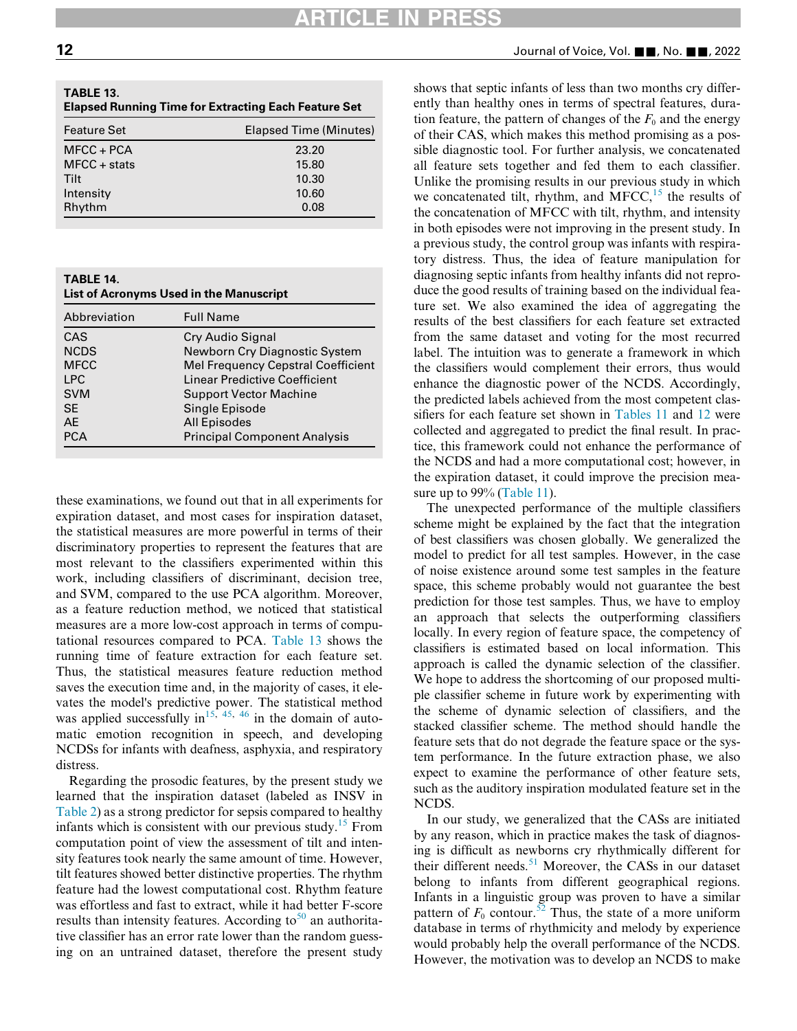**TABLE 13.**
**Elapsed Running Time for Extracting Each Feature Set**

| Feature Set | Elapsed Time (Minutes) |
|---|---|
| MFCC + PCA | 23.20 |
| MFCC + stats | 15.80 |
| Tilt | 10.30 |
| Intensity | 10.60 |
| Rhythm | 0.08 |

**TABLE 14.**
**List of Acronyms Used in the Manuscript**

| Abbreviation | Full Name |
|---|---|
| CAS | Cry Audio Signal |
| NCDS | Newborn Cry Diagnostic System |
| MFCC | Mel Frequency Cepstral Coefficient |
| LPC | Linear Predictive Coefficient |
| SVM | Support Vector Machine |
| SE | Single Episode |
| AE | All Episodes |
| PCA | Principal Component Analysis |

these examinations, we found out that in all experiments for expiration dataset, and most cases for inspiration dataset, the statistical measures are more powerful in terms of their discriminatory properties to represent the features that are most relevant to the classifiers experimented within this work, including classifiers of discriminant, decision tree, and SVM, compared to the use PCA algorithm. Moreover, as a feature reduction method, we noticed that statistical measures are a more low-cost approach in terms of computational resources compared to PCA. Table 13 shows the running time of feature extraction for each feature set. Thus, the statistical measures feature reduction method saves the execution time and, in the majority of cases, it elevates the model's predictive power. The statistical method was applied successfully in[15, 45, 46] in the domain of automatic emotion recognition in speech, and developing NCDSs for infants with deafness, asphyxia, and respiratory distress.

Regarding the prosodic features, by the present study we learned that the inspiration dataset (labeled as INSV in Table 2) as a strong predictor for sepsis compared to healthy infants which is consistent with our previous study.[15] From computation point of view the assessment of tilt and intensity features took nearly the same amount of time. However, tilt features showed better distinctive properties. The rhythm feature had the lowest computational cost. Rhythm feature was effortless and fast to extract, while it had better F-score results than intensity features. According to[50] an authoritative classifier has an error rate lower than the random guessing on an untrained dataset, therefore the present study shows that septic infants of less than two months cry differently than healthy ones in terms of spectral features, duration feature, the pattern of changes of the $F_0$ and the energy of their CAS, which makes this method promising as a possible diagnostic tool. For further analysis, we concatenated all feature sets together and fed them to each classifier. Unlike the promising results in our previous study in which we concatenated tilt, rhythm, and MFCC,[15] the results of the concatenation of MFCC with tilt, rhythm, and intensity in both episodes were not improving in the present study. In a previous study, the control group was infants with respiratory distress. Thus, the idea of feature manipulation for diagnosing septic infants from healthy infants did not reproduce the good results of training based on the individual feature set. We also examined the idea of aggregating the results of the best classifiers for each feature set extracted from the same dataset and voting for the most recurred label. The intuition was to generate a framework in which the classifiers would complement their errors, thus would enhance the diagnostic power of the NCDS. Accordingly, the predicted labels achieved from the most competent classifiers for each feature set shown in Tables 11 and 12 were collected and aggregated to predict the final result. In practice, this framework could not enhance the performance of the NCDS and had a more computational cost; however, in the expiration dataset, it could improve the precision measure up to 99% (Table 11).

The unexpected performance of the multiple classifiers scheme might be explained by the fact that the integration of best classifiers was chosen globally. We generalized the model to predict for all test samples. However, in the case of noise existence around some test samples in the feature space, this scheme probably would not guarantee the best prediction for those test samples. Thus, we have to employ an approach that selects the outperforming classifiers locally. In every region of feature space, the competency of classifiers is estimated based on local information. This approach is called the dynamic selection of the classifier. We hope to address the shortcoming of our proposed multiple classifier scheme in future work by experimenting with the scheme of dynamic selection of classifiers, and the stacked classifier scheme. The method should handle the feature sets that do not degrade the feature space or the system performance. In the future extraction phase, we also expect to examine the performance of other feature sets, such as the auditory inspiration modulated feature set in the NCDS.

In our study, we generalized that the CASs are initiated by any reason, which in practice makes the task of diagnosing is difficult as newborns cry rhythmically different for their different needs.[51] Moreover, the CASs in our dataset belong to infants from different geographical regions. Infants in a linguistic group was proven to have a similar pattern of $F_0$ contour.[52] Thus, the state of a more uniform database in terms of rhythmicity and melody by experience would probably help the overall performance of the NCDS. However, the motivation was to develop an NCDS to make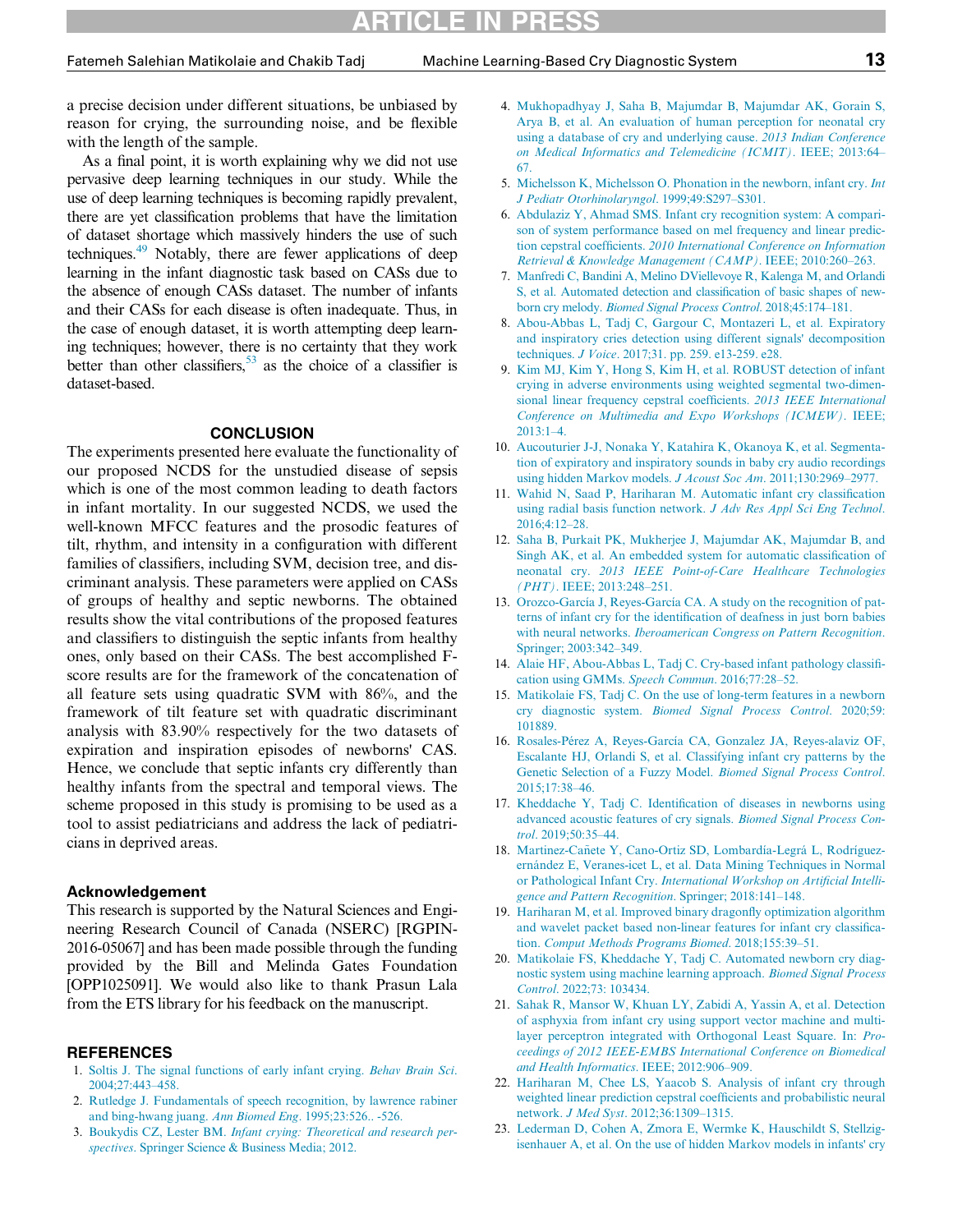a precise decision under different situations, be unbiased by reason for crying, the surrounding noise, and be flexible with the length of the sample.

As a final point, it is worth explaining why we did not use pervasive deep learning techniques in our study. While the use of deep learning techniques is becoming rapidly prevalent, there are yet classification problems that have the limitation of dataset shortage which massively hinders the use of such techniques.[49] Notably, there are fewer applications of deep learning in the infant diagnostic task based on CASs due to the absence of enough CASs dataset. The number of infants and their CASs for each disease is often inadequate. Thus, in the case of enough dataset, it is worth attempting deep learning techniques; however, there is no certainty that they work better than other classifiers,[53] as the choice of a classifier is dataset-based.

## CONCLUSION

The experiments presented here evaluate the functionality of our proposed NCDS for the unstudied disease of sepsis which is one of the most common leading to death factors in infant mortality. In our suggested NCDS, we used the well-known MFCC features and the prosodic features of tilt, rhythm, and intensity in a configuration with different families of classifiers, including SVM, decision tree, and discriminant analysis. These parameters were applied on CASs of groups of healthy and septic newborns. The obtained results show the vital contributions of the proposed features and classifiers to distinguish the septic infants from healthy ones, only based on their CASs. The best accomplished F-score results are for the framework of the concatenation of all feature sets using quadratic SVM with 86%, and the framework of tilt feature set with quadratic discriminant analysis with 83.90% respectively for the two datasets of expiration and inspiration episodes of newborns' CAS. Hence, we conclude that septic infants cry differently than healthy infants from the spectral and temporal views. The scheme proposed in this study is promising to be used as a tool to assist pediatricians and address the lack of pediatricians in deprived areas.

### Acknowledgement

This research is supported by the Natural Sciences and Engineering Research Council of Canada (NSERC) [RGPIN-2016-05067] and has been made possible through the funding provided by the Bill and Melinda Gates Foundation [OPP1025091]. We would also like to thank Prasun Lala from the ETS library for his feedback on the manuscript.

## REFERENCES

1. Soltis J. The signal functions of early infant crying. *Behav Brain Sci*. 2004;27:443–458.
2. Rutledge J. Fundamentals of speech recognition, by lawrence rabiner and bing-hwang juang. *Ann Biomed Eng*. 1995;23:526.. -526.
3. Boukydis CZ, Lester BM. *Infant crying: Theoretical and research perspectives*. Springer Science & Business Media; 2012.
4. Mukhopadhyay J, Saha B, Majumdar B, Majumdar AK, Gorain S, Arya B, et al. An evaluation of human perception for neonatal cry using a database of cry and underlying cause. *2013 Indian Conference on Medical Informatics and Telemedicine (ICMIT)*. IEEE; 2013:64–67.
5. Michelsson K, Michelsson O. Phonation in the newborn, infant cry. *Int J Pediatr Otorhinolaryngol*. 1999;49:S297–S301.
6. Abdulaziz Y, Ahmad SMS. Infant cry recognition system: A comparison of system performance based on mel frequency and linear prediction cepstral coefficients. *2010 International Conference on Information Retrieval & Knowledge Management (CAMP)*. IEEE; 2010:260–263.
7. Manfredi C, Bandini A, Melino DViellevoye R, Kalenga M, and Orlandi S, et al. Automated detection and classification of basic shapes of newborn cry melody. *Biomed Signal Process Control*. 2018;45:174–181.
8. Abou-Abbas L, Tadj C, Gargour C, Montazeri L, et al. Expiratory and inspiratory cries detection using different signals' decomposition techniques. *J Voice*. 2017;31. pp. 259. e13-259. e28.
9. Kim MJ, Kim Y, Hong S, Kim H, et al. ROBUST detection of infant crying in adverse environments using weighted segmental two-dimensional linear frequency cepstral coefficients. *2013 IEEE International Conference on Multimedia and Expo Workshops (ICMEW)*. IEEE; 2013:1–4.
10. Aucouturier J-J, Nonaka Y, Katahira K, Okanoya K, et al. Segmentation of expiratory and inspiratory sounds in baby cry audio recordings using hidden Markov models. *J Acoust Soc Am*. 2011;130:2969–2977.
11. Wahid N, Saad P, Hariharan M. Automatic infant cry classification using radial basis function network. *J Adv Res Appl Sci Eng Technol*. 2016;4:12–28.
12. Saha B, Purkait PK, Mukherjee J, Majumdar AK, Majumdar B, and Singh AK, et al. An embedded system for automatic classification of neonatal cry. *2013 IEEE Point-of-Care Healthcare Technologies (PHT)*. IEEE; 2013:248–251.
13. Orozco-García J, Reyes-García CA. A study on the recognition of patterns of infant cry for the identification of deafness in just born babies with neural networks. *Iberoamerican Congress on Pattern Recognition*. Springer; 2003:342–349.
14. Alaie HF, Abou-Abbas L, Tadj C. Cry-based infant pathology classification using GMMs. *Speech Commun*. 2016;77:28–52.
15. Matikolaie FS, Tadj C. On the use of long-term features in a newborn cry diagnostic system. *Biomed Signal Process Control*. 2020;59: 101889.
16. Rosales-Pérez A, Reyes-García CA, Gonzalez JA, Reyes-alaviz OF, Escalante HJ, Orlandi S, et al. Classifying infant cry patterns by the Genetic Selection of a Fuzzy Model. *Biomed Signal Process Control*. 2015;17:38–46.
17. Kheddache Y, Tadj C. Identification of diseases in newborns using advanced acoustic features of cry signals. *Biomed Signal Process Control*. 2019;50:35–44.
18. Martinez-Cañete Y, Cano-Ortiz SD, Lombardía-Legrá L, Rodríguez-ernández E, Veranes-icet L, et al. Data Mining Techniques in Normal or Pathological Infant Cry. *International Workshop on Artificial Intelligence and Pattern Recognition*. Springer; 2018:141–148.
19. Hariharan M, et al. Improved binary dragonfly optimization algorithm and wavelet packet based non-linear features for infant cry classification. *Comput Methods Programs Biomed*. 2018;155:39–51.
20. Matikolaie FS, Kheddache Y, Tadj C. Automated newborn cry diagnostic system using machine learning approach. *Biomed Signal Process Control*. 2022;73: 103434.
21. Sahak R, Mansor W, Khuan LY, Zabidi A, Yassin A, et al. Detection of asphyxia from infant cry using support vector machine and multi-layer perceptron integrated with Orthogonal Least Square. In: *Proceedings of 2012 IEEE-EMBS International Conference on Biomedical and Health Informatics*. IEEE; 2012:906–909.
22. Hariharan M, Chee LS, Yaacob S. Analysis of infant cry through weighted linear prediction cepstral coefficients and probabilistic neural network. *J Med Syst*. 2012;36:1309–1315.
23. Lederman D, Cohen A, Zmora E, Wermke K, Hauschildt S, Stellzig-isenhauer A, et al. On the use of hidden Markov models in infants' cry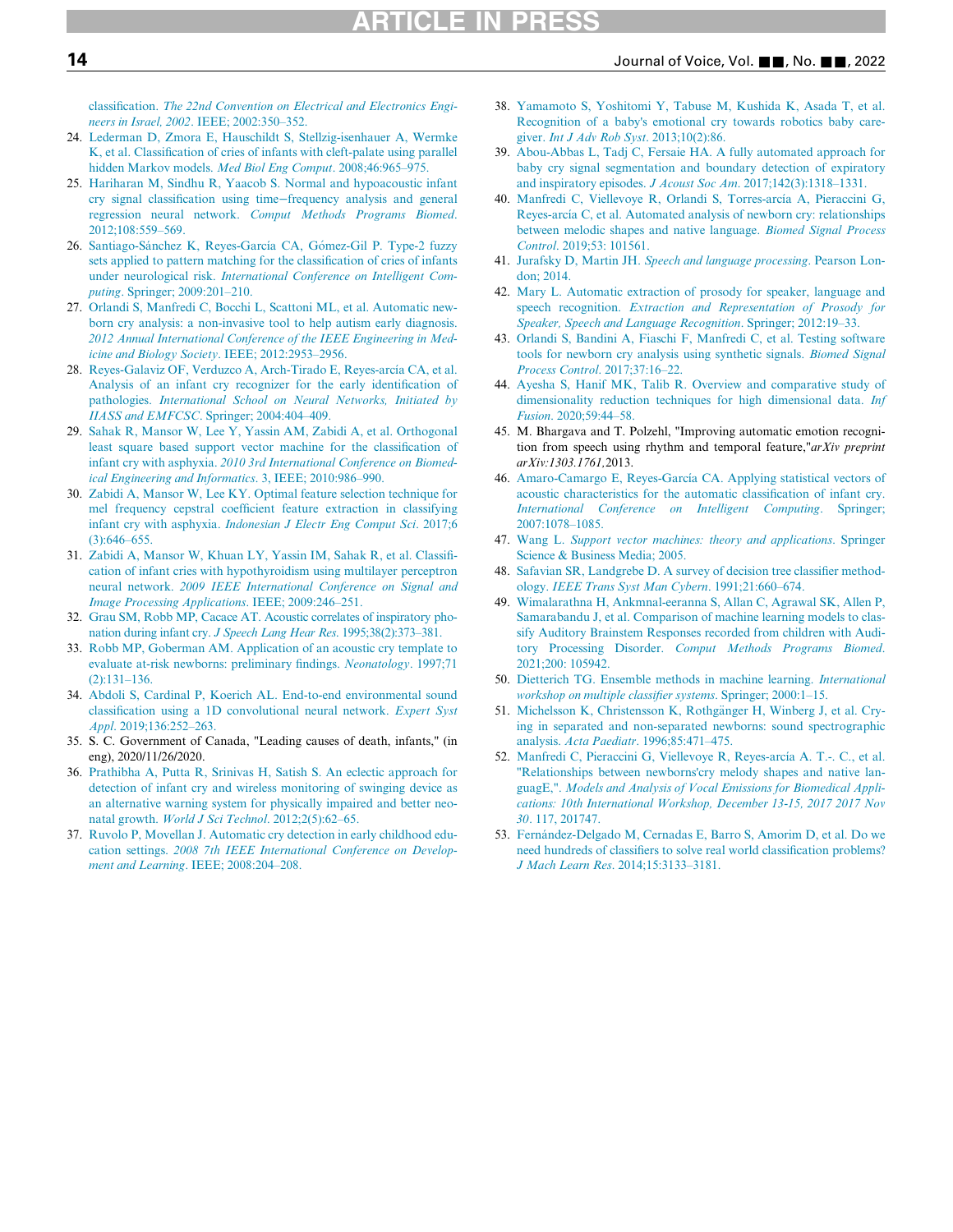classification. *The 22nd Convention on Electrical and Electronics Engineers in Israel, 2002*. IEEE; 2002:350–352.

24. Lederman D, Zmora E, Hauschildt S, Stellzig-isenhauer A, Wermke K, et al. Classification of cries of infants with cleft-palate using parallel hidden Markov models. *Med Biol Eng Comput*. 2008;46:965–975.
25. Hariharan M, Sindhu R, Yaacob S. Normal and hypoacoustic infant cry signal classification using time−frequency analysis and general regression neural network. *Comput Methods Programs Biomed*. 2012;108:559–569.
26. Santiago-Sánchez K, Reyes-García CA, Gómez-Gil P. Type-2 fuzzy sets applied to pattern matching for the classification of cries of infants under neurological risk. *International Conference on Intelligent Computing*. Springer; 2009:201–210.
27. Orlandi S, Manfredi C, Bocchi L, Scattoni ML, et al. Automatic newborn cry analysis: a non-invasive tool to help autism early diagnosis. *2012 Annual International Conference of the IEEE Engineering in Medicine and Biology Society*. IEEE; 2012:2953–2956.
28. Reyes-Galaviz OF, Verduzco A, Arch-Tirado E, Reyes-arcía CA, et al. Analysis of an infant cry recognizer for the early identification of pathologies. *International School on Neural Networks, Initiated by IIASS and EMFCSC*. Springer; 2004:404–409.
29. Sahak R, Mansor W, Lee Y, Yassin AM, Zabidi A, et al. Orthogonal least square based support vector machine for the classification of infant cry with asphyxia. *2010 3rd International Conference on Biomedical Engineering and Informatics*. 3, IEEE; 2010:986–990.
30. Zabidi A, Mansor W, Lee KY. Optimal feature selection technique for mel frequency cepstral coefficient feature extraction in classifying infant cry with asphyxia. *Indonesian J Electr Eng Comput Sci*. 2017;6 (3):646–655.
31. Zabidi A, Mansor W, Khuan LY, Yassin IM, Sahak R, et al. Classification of infant cries with hypothyroidism using multilayer perceptron neural network. *2009 IEEE International Conference on Signal and Image Processing Applications*. IEEE; 2009:246–251.
32. Grau SM, Robb MP, Cacace AT. Acoustic correlates of inspiratory phonation during infant cry. *J Speech Lang Hear Res*. 1995;38(2):373–381.
33. Robb MP, Goberman AM. Application of an acoustic cry template to evaluate at-risk newborns: preliminary findings. *Neonatology*. 1997;71 (2):131–136.
34. Abdoli S, Cardinal P, Koerich AL. End-to-end environmental sound classification using a 1D convolutional neural network. *Expert Syst Appl*. 2019;136:252–263.
35. S. C. Government of Canada, "Leading causes of death, infants," (in eng), 2020/11/26/2020.
36. Prathibha A, Putta R, Srinivas H, Satish S. An eclectic approach for detection of infant cry and wireless monitoring of swinging device as an alternative warning system for physically impaired and better neonatal growth. *World J Sci Technol*. 2012;2(5):62–65.
37. Ruvolo P, Movellan J. Automatic cry detection in early childhood education settings. *2008 7th IEEE International Conference on Development and Learning*. IEEE; 2008:204–208.
38. Yamamoto S, Yoshitomi Y, Tabuse M, Kushida K, Asada T, et al. Recognition of a baby's emotional cry towards robotics baby caregiver. *Int J Adv Rob Syst*. 2013;10(2):86.
39. Abou-Abbas L, Tadj C, Fersaie HA. A fully automated approach for baby cry signal segmentation and boundary detection of expiratory and inspiratory episodes. *J Acoust Soc Am*. 2017;142(3):1318–1331.
40. Manfredi C, Viellevoye R, Orlandi S, Torres-arcía A, Pieraccini G, Reyes-arcía C, et al. Automated analysis of newborn cry: relationships between melodic shapes and native language. *Biomed Signal Process Control*. 2019;53: 101561.
41. Jurafsky D, Martin JH. *Speech and language processing*. Pearson London; 2014.
42. Mary L. Automatic extraction of prosody for speaker, language and speech recognition. *Extraction and Representation of Prosody for Speaker, Speech and Language Recognition*. Springer; 2012:19–33.
43. Orlandi S, Bandini A, Fiaschi F, Manfredi C, et al. Testing software tools for newborn cry analysis using synthetic signals. *Biomed Signal Process Control*. 2017;37:16–22.
44. Ayesha S, Hanif MK, Talib R. Overview and comparative study of dimensionality reduction techniques for high dimensional data. *Inf Fusion*. 2020;59:44–58.
45. M. Bhargava and T. Polzehl, "Improving automatic emotion recognition from speech using rhythm and temporal feature,"*arXiv preprint arXiv:1303.1761*,2013.
46. Amaro-Camargo E, Reyes-García CA. Applying statistical vectors of acoustic characteristics for the automatic classification of infant cry. *International Conference on Intelligent Computing*. Springer; 2007:1078–1085.
47. Wang L. *Support vector machines: theory and applications*. Springer Science & Business Media; 2005.
48. Safavian SR, Landgrebe D. A survey of decision tree classifier methodology. *IEEE Trans Syst Man Cybern*. 1991;21:660–674.
49. Wimalarathna H, Ankmnal-eeranna S, Allan C, Agrawal SK, Allen P, Samarabandu J, et al. Comparison of machine learning models to classify Auditory Brainstem Responses recorded from children with Auditory Processing Disorder. *Comput Methods Programs Biomed*. 2021;200: 105942.
50. Dietterich TG. Ensemble methods in machine learning. *International workshop on multiple classifier systems*. Springer; 2000:1–15.
51. Michelsson K, Christensson K, Rothgänger H, Winberg J, et al. Crying in separated and non-separated newborns: sound spectrographic analysis. *Acta Paediatr*. 1996;85:471–475.
52. Manfredi C, Pieraccini G, Viellevoye R, Reyes-arcía A. T.-. C., et al. "Relationships between newborns'cry melody shapes and native languagE,". *Models and Analysis of Vocal Emissions for Biomedical Applications: 10th International Workshop, December 13-15, 2017 2017 Nov 30*. 117, 201747.
53. Fernández-Delgado M, Cernadas E, Barro S, Amorim D, et al. Do we need hundreds of classifiers to solve real world classification problems? *J Mach Learn Res*. 2014;15:3133–3181.